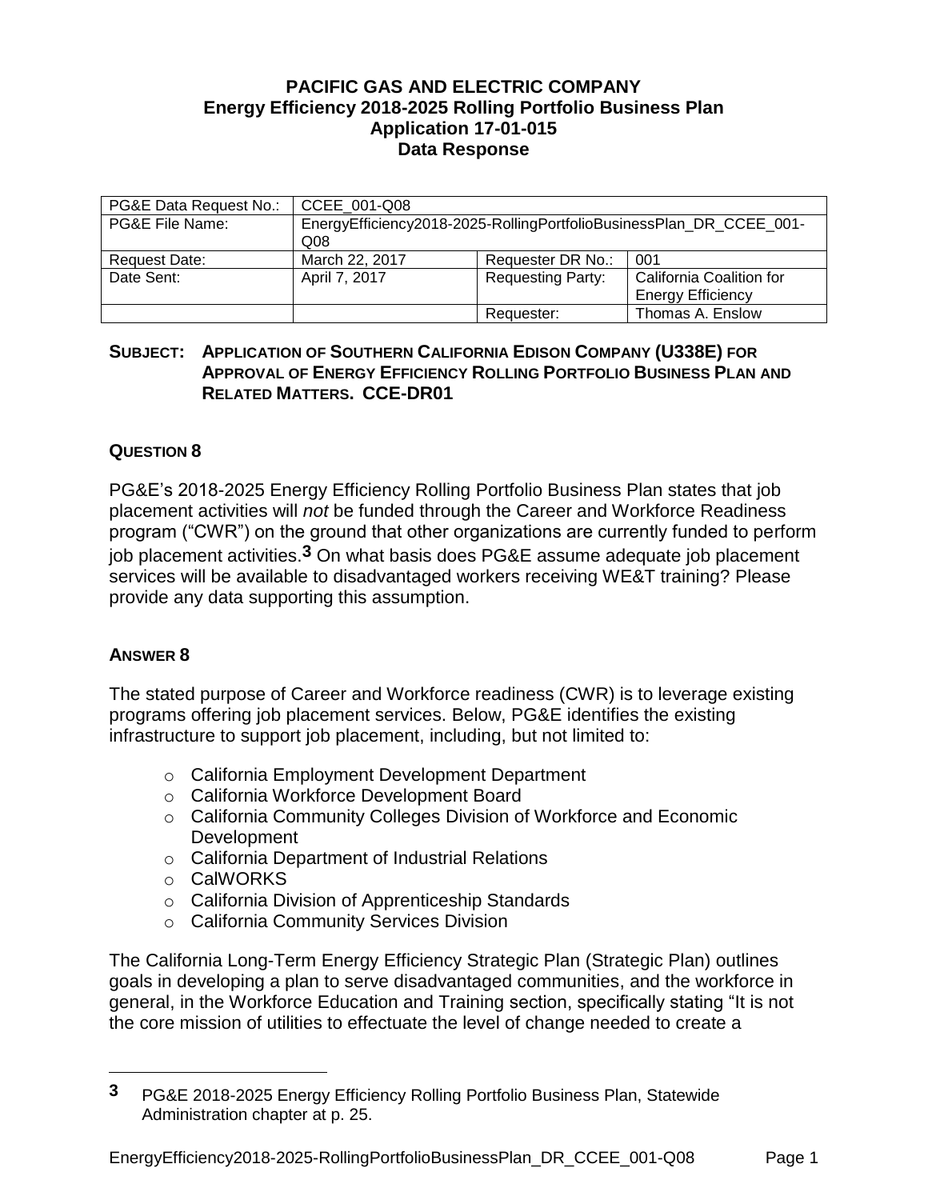**PACIFIC GAS AND ELECTRIC COMPANY**
**Energy Efficiency 2018-2025 Rolling Portfolio Business Plan**
**Application 17-01-015**
**Data Response**

| PG&E Data Request No.: | CCEE_001-Q08 | | |
|---|---|---|---|
| PG&E File Name: | EnergyEfficiency2018-2025-RollingPortfolioBusinessPlan_DR_CCEE_001-Q08 | | |
| Request Date: | March 22, 2017 | Requester DR No.: | 001 |
| Date Sent: | April 7, 2017 | Requesting Party: | California Coalition for Energy Efficiency |
| | | Requester: | Thomas A. Enslow |

**SUBJECT: APPLICATION OF SOUTHERN CALIFORNIA EDISON COMPANY (U338E) FOR APPROVAL OF ENERGY EFFICIENCY ROLLING PORTFOLIO BUSINESS PLAN AND RELATED MATTERS. CCE-DR01**

**QUESTION 8**

PG&E's 2018-2025 Energy Efficiency Rolling Portfolio Business Plan states that job placement activities will *not* be funded through the Career and Workforce Readiness program ("CWR") on the ground that other organizations are currently funded to perform job placement activities.[3] On what basis does PG&E assume adequate job placement services will be available to disadvantaged workers receiving WE&T training? Please provide any data supporting this assumption.

**ANSWER 8**

The stated purpose of Career and Workforce readiness (CWR) is to leverage existing programs offering job placement services. Below, PG&E identifies the existing infrastructure to support job placement, including, but not limited to:

- California Employment Development Department
- California Workforce Development Board
- California Community Colleges Division of Workforce and Economic Development
- California Department of Industrial Relations
- CalWORKS
- California Division of Apprenticeship Standards
- California Community Services Division

The California Long-Term Energy Efficiency Strategic Plan (Strategic Plan) outlines goals in developing a plan to serve disadvantaged communities, and the workforce in general, in the Workforce Education and Training section, specifically stating "It is not the core mission of utilities to effectuate the level of change needed to create a

---

[3] PG&E 2018-2025 Energy Efficiency Rolling Portfolio Business Plan, Statewide Administration chapter at p. 25.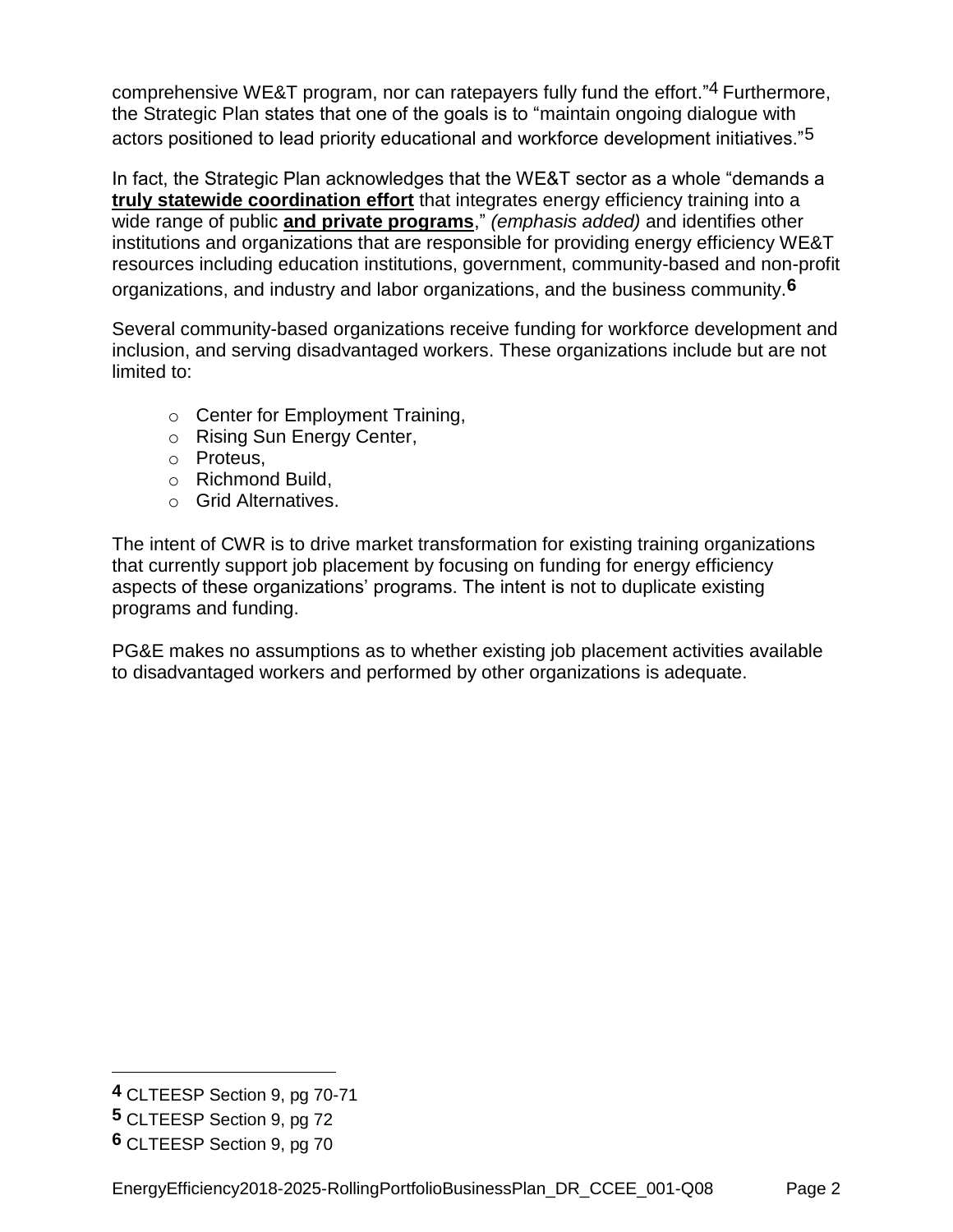comprehensive WE&T program, nor can ratepayers fully fund the effort."[4] Furthermore, the Strategic Plan states that one of the goals is to "maintain ongoing dialogue with actors positioned to lead priority educational and workforce development initiatives."[5]

In fact, the Strategic Plan acknowledges that the WE&T sector as a whole "demands a **truly statewide coordination effort** that integrates energy efficiency training into a wide range of public **and private programs**," *(emphasis added)* and identifies other institutions and organizations that are responsible for providing energy efficiency WE&T resources including education institutions, government, community-based and non-profit organizations, and industry and labor organizations, and the business community.[6]

Several community-based organizations receive funding for workforce development and inclusion, and serving disadvantaged workers. These organizations include but are not limited to:

- Center for Employment Training,
- Rising Sun Energy Center,
- Proteus,
- Richmond Build,
- Grid Alternatives.

The intent of CWR is to drive market transformation for existing training organizations that currently support job placement by focusing on funding for energy efficiency aspects of these organizations' programs. The intent is not to duplicate existing programs and funding.

PG&E makes no assumptions as to whether existing job placement activities available to disadvantaged workers and performed by other organizations is adequate.

---

[4] CLTEESP Section 9, pg 70-71

[5] CLTEESP Section 9, pg 72

[6] CLTEESP Section 9, pg 70